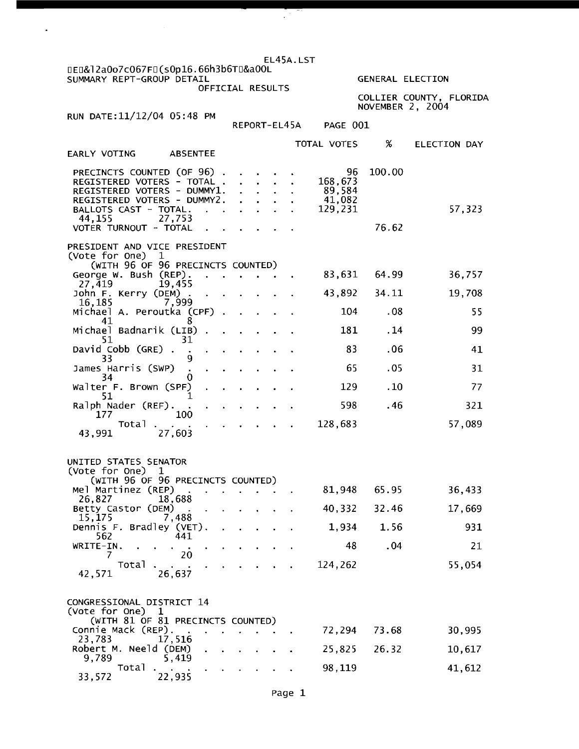EL45A.LST

SUMMARY REPT-GROUP DETAIL
OFFICIAL RESULTS

GENERAL ELECTION

COLLIER COUNTY, FLORIDA
NOVEMBER 2, 2004

RUN DATE:11/12/04 05:48 PM

REPORT-EL45A PAGE 001

| | TOTAL VOTES | % | ELECTION DAY | EARLY VOTING | ABSENTEE |
|---|---|---|---|---|---|
| PRECINCTS COUNTED (OF 96) | 96 | 100.00 | | | |
| REGISTERED VOTERS - TOTAL | 168,673 | | | | |
| REGISTERED VOTERS - DUMMY1. | 89,584 | | | | |
| REGISTERED VOTERS - DUMMY2. | 41,082 | | | | |
| BALLOTS CAST - TOTAL. | 129,231 | | 57,323 | 44,155 | 27,753 |
| VOTER TURNOUT - TOTAL | | 76.62 | | | |

## PRESIDENT AND VICE PRESIDENT
(Vote for One) 1
(WITH 96 OF 96 PRECINCTS COUNTED)

| | TOTAL VOTES | % | ELECTION DAY | EARLY VOTING | ABSENTEE |
|---|---|---|---|---|---|
| George W. Bush (REP) | 83,631 | 64.99 | 36,757 | 27,419 | 19,455 |
| John F. Kerry (DEM) | 43,892 | 34.11 | 19,708 | 16,185 | 7,999 |
| Michael A. Peroutka (CPF) | 104 | .08 | 55 | 41 | 8 |
| Michael Badnarik (LIB) | 181 | .14 | 99 | 51 | 31 |
| David Cobb (GRE) | 83 | .06 | 41 | 33 | 9 |
| James Harris (SWP) | 65 | .05 | 31 | 34 | 0 |
| Walter F. Brown (SPF) | 129 | .10 | 77 | 51 | 1 |
| Ralph Nader (REF). | 598 | .46 | 321 | 177 | 100 |
| Total | 128,683 | | 57,089 | 43,991 | 27,603 |

## UNITED STATES SENATOR
(Vote for One) 1
(WITH 96 OF 96 PRECINCTS COUNTED)

| | TOTAL VOTES | % | ELECTION DAY | EARLY VOTING | ABSENTEE |
|---|---|---|---|---|---|
| Mel Martinez (REP) | 81,948 | 65.95 | 36,433 | 26,827 | 18,688 |
| Betty Castor (DEM) | 40,332 | 32.46 | 17,669 | 15,175 | 7,488 |
| Dennis F. Bradley (VET). | 1,934 | 1.56 | 931 | 562 | 441 |
| WRITE-IN. | 48 | .04 | 21 | 7 | 20 |
| Total | 124,262 | | 55,054 | 42,571 | 26,637 |

## CONGRESSIONAL DISTRICT 14
(Vote for One) 1
(WITH 81 OF 81 PRECINCTS COUNTED)

| | TOTAL VOTES | % | ELECTION DAY | EARLY VOTING | ABSENTEE |
|---|---|---|---|---|---|
| Connie Mack (REP). | 72,294 | 73.68 | 30,995 | 23,783 | 17,516 |
| Robert M. Neeld (DEM) | 25,825 | 26.32 | 10,617 | 9,789 | 5,419 |
| Total | 98,119 | | 41,612 | 33,572 | 22,935 |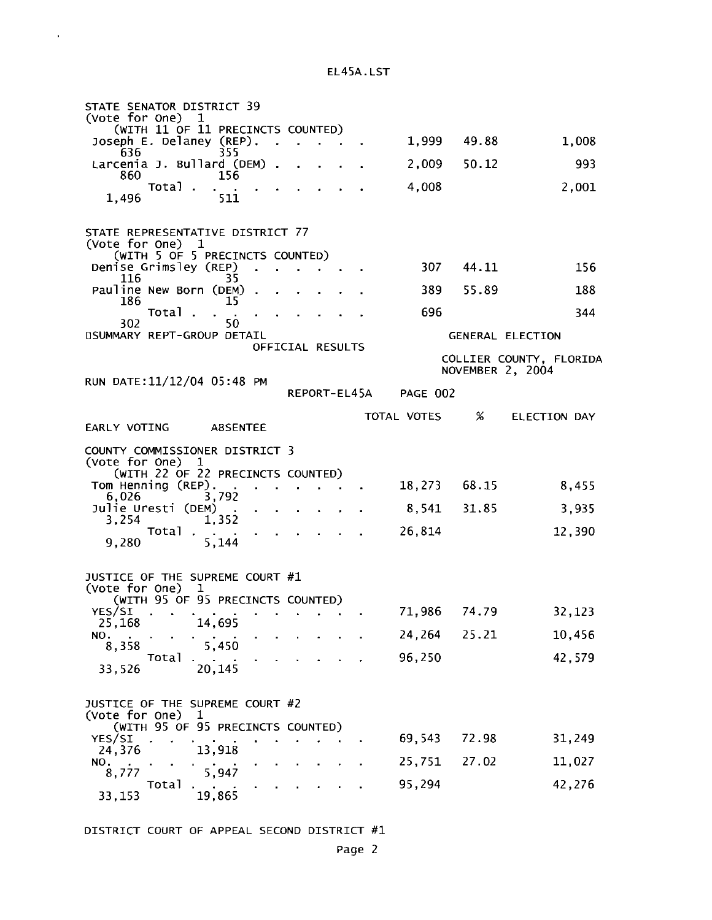STATE SENATOR DISTRICT 39
(Vote for One) 1
(WITH 11 OF 11 PRECINCTS COUNTED)

| Candidate | Total Votes | % | Election Day | Early Voting | Absentee |
|---|---|---|---|---|---|
| Joseph E. Delaney (REP) | 1,999 | 49.88 | 1,008 | 636 | 355 |
| Larcenia J. Bullard (DEM) | 2,009 | 50.12 | 993 | 860 | 156 |
| Total | 4,008 | | 2,001 | 1,496 | 511 |

STATE REPRESENTATIVE DISTRICT 77
(Vote for One) 1
(WITH 5 OF 5 PRECINCTS COUNTED)

| Candidate | Total Votes | % | Election Day | Early Voting | Absentee |
|---|---|---|---|---|---|
| Denise Grimsley (REP) | 307 | 44.11 | 156 | 116 | 35 |
| Pauline New Born (DEM) | 389 | 55.89 | 188 | 186 | 15 |
| Total | 696 | | 344 | 302 | 50 |

SUMMARY REPT-GROUP DETAIL — GENERAL ELECTION
OFFICIAL RESULTS
COLLIER COUNTY, FLORIDA
NOVEMBER 2, 2004
RUN DATE:11/12/04 05:48 PM
REPORT-EL45A PAGE 002

COUNTY COMMISSIONER DISTRICT 3
(Vote for One) 1
(WITH 22 OF 22 PRECINCTS COUNTED)

| Candidate | Total Votes | % | Election Day | Early Voting | Absentee |
|---|---|---|---|---|---|
| Tom Henning (REP) | 18,273 | 68.15 | 8,455 | 6,026 | 3,792 |
| Julie Uresti (DEM) | 8,541 | 31.85 | 3,935 | 3,254 | 1,352 |
| Total | 26,814 | | 12,390 | 9,280 | 5,144 |

JUSTICE OF THE SUPREME COURT #1
(Vote for One) 1
(WITH 95 OF 95 PRECINCTS COUNTED)

| Choice | Total Votes | % | Election Day | Early Voting | Absentee |
|---|---|---|---|---|---|
| YES/SI | 71,986 | 74.79 | 32,123 | 25,168 | 14,695 |
| NO | 24,264 | 25.21 | 10,456 | 8,358 | 5,450 |
| Total | 96,250 | | 42,579 | 33,526 | 20,145 |

JUSTICE OF THE SUPREME COURT #2
(Vote for One) 1
(WITH 95 OF 95 PRECINCTS COUNTED)

| Choice | Total Votes | % | Election Day | Early Voting | Absentee |
|---|---|---|---|---|---|
| YES/SI | 69,543 | 72.98 | 31,249 | 24,376 | 13,918 |
| NO | 25,751 | 27.02 | 11,027 | 8,777 | 5,947 |
| Total | 95,294 | | 42,276 | 33,153 | 19,865 |

DISTRICT COURT OF APPEAL SECOND DISTRICT #1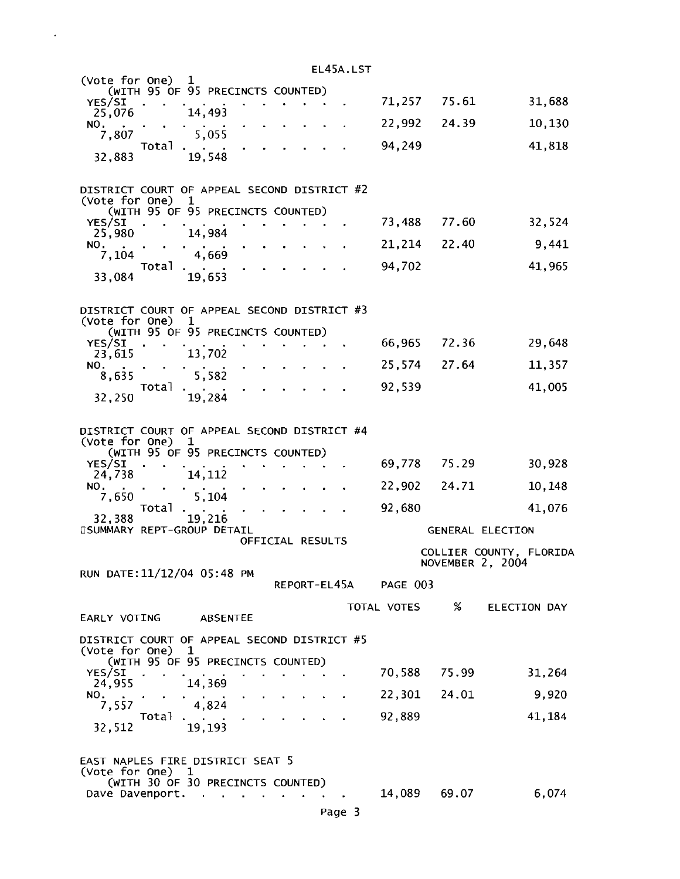(Vote for One) 1
(WITH 95 OF 95 PRECINCTS COUNTED)

| Choice | Total Votes | % | Election Day | Early Voting | Absentee |
|---|---|---|---|---|---|
| YES/SI | 71,257 | 75.61 | 31,688 | 25,076 | 14,493 |
| NO. | 22,992 | 24.39 | 10,130 | 7,807 | 5,055 |
| Total | 94,249 | | 41,818 | 32,883 | 19,548 |

DISTRICT COURT OF APPEAL SECOND DISTRICT #2
(Vote for One) 1
(WITH 95 OF 95 PRECINCTS COUNTED)

| Choice | Total Votes | % | Election Day | Early Voting | Absentee |
|---|---|---|---|---|---|
| YES/SI | 73,488 | 77.60 | 32,524 | 25,980 | 14,984 |
| NO. | 21,214 | 22.40 | 9,441 | 7,104 | 4,669 |
| Total | 94,702 | | 41,965 | 33,084 | 19,653 |

DISTRICT COURT OF APPEAL SECOND DISTRICT #3
(Vote for One) 1
(WITH 95 OF 95 PRECINCTS COUNTED)

| Choice | Total Votes | % | Election Day | Early Voting | Absentee |
|---|---|---|---|---|---|
| YES/SI | 66,965 | 72.36 | 29,648 | 23,615 | 13,702 |
| NO. | 25,574 | 27.64 | 11,357 | 8,635 | 5,582 |
| Total | 92,539 | | 41,005 | 32,250 | 19,284 |

DISTRICT COURT OF APPEAL SECOND DISTRICT #4
(Vote for One) 1
(WITH 95 OF 95 PRECINCTS COUNTED)

| Choice | Total Votes | % | Election Day | Early Voting | Absentee |
|---|---|---|---|---|---|
| YES/SI | 69,778 | 75.29 | 30,928 | 24,738 | 14,112 |
| NO. | 22,902 | 24.71 | 10,148 | 7,650 | 5,104 |
| Total | 92,680 | | 41,076 | 32,388 | 19,216 |

SUMMARY REPT-GROUP DETAIL
OFFICIAL RESULTS

GENERAL ELECTION
COLLIER COUNTY, FLORIDA
NOVEMBER 2, 2004

RUN DATE:11/12/04 05:48 PM
REPORT-EL45A PAGE 003

DISTRICT COURT OF APPEAL SECOND DISTRICT #5
(Vote for One) 1
(WITH 95 OF 95 PRECINCTS COUNTED)

| Choice | Total Votes | % | Election Day | Early Voting | Absentee |
|---|---|---|---|---|---|
| YES/SI | 70,588 | 75.99 | 31,264 | 24,955 | 14,369 |
| NO. | 22,301 | 24.01 | 9,920 | 7,557 | 4,824 |
| Total | 92,889 | | 41,184 | 32,512 | 19,193 |

EAST NAPLES FIRE DISTRICT SEAT 5
(Vote for One) 1
(WITH 30 OF 30 PRECINCTS COUNTED)

| Choice | Total Votes | % | Election Day | Early Voting | Absentee |
|---|---|---|---|---|---|
| Dave Davenport. | 14,089 | 69.07 | 6,074 | | |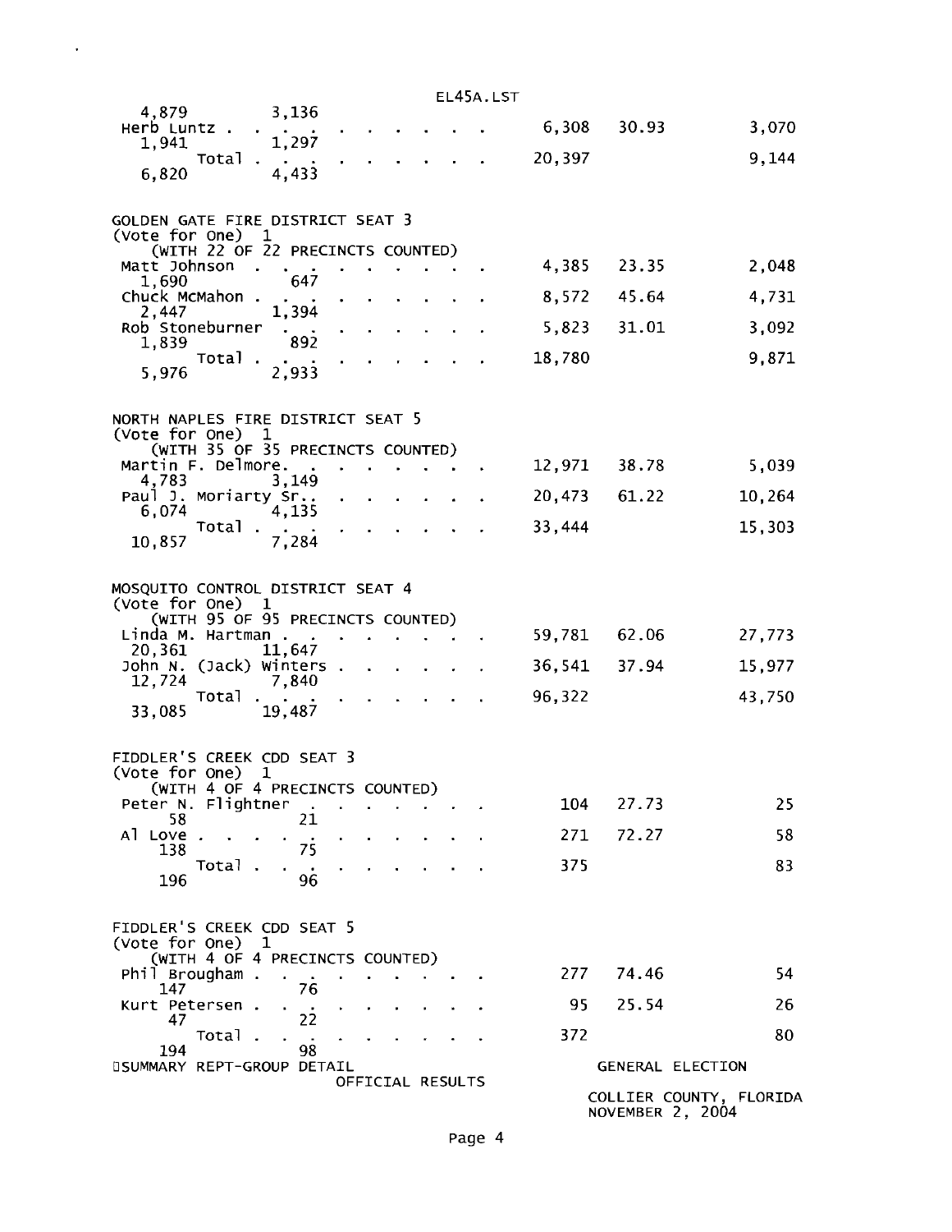| | | | | | |
|---|---|---|---|---|---|
| | 4,879 | 3,136 | | | |
| Herb Luntz | | | 6,308 | 30.93 | 3,070 |
| | 1,941 | 1,297 | | | |
| Total | | | 20,397 | | 9,144 |
| | 6,820 | 4,433 | | | |

## GOLDEN GATE FIRE DISTRICT SEAT 3

(Vote for One) 1
(WITH 22 OF 22 PRECINCTS COUNTED)

| Candidate | | | Votes | Percent | |
|---|---|---|---|---|---|
| Matt Johnson | 1,690 | 647 | 4,385 | 23.35 | 2,048 |
| Chuck McMahon | 2,447 | 1,394 | 8,572 | 45.64 | 4,731 |
| Rob Stoneburner | 1,839 | 892 | 5,823 | 31.01 | 3,092 |
| Total | 5,976 | 2,933 | 18,780 | | 9,871 |

## NORTH NAPLES FIRE DISTRICT SEAT 5

(Vote for One) 1
(WITH 35 OF 35 PRECINCTS COUNTED)

| Candidate | | | Votes | Percent | |
|---|---|---|---|---|---|
| Martin F. Delmore | 4,783 | 3,149 | 12,971 | 38.78 | 5,039 |
| Paul J. Moriarty Sr. | 6,074 | 4,135 | 20,473 | 61.22 | 10,264 |
| Total | 10,857 | 7,284 | 33,444 | | 15,303 |

## MOSQUITO CONTROL DISTRICT SEAT 4

(Vote for One) 1
(WITH 95 OF 95 PRECINCTS COUNTED)

| Candidate | | | Votes | Percent | |
|---|---|---|---|---|---|
| Linda M. Hartman | 20,361 | 11,647 | 59,781 | 62.06 | 27,773 |
| John N. (Jack) Winters | 12,724 | 7,840 | 36,541 | 37.94 | 15,977 |
| Total | 33,085 | 19,487 | 96,322 | | 43,750 |

## FIDDLER'S CREEK CDD SEAT 3

(Vote for One) 1
(WITH 4 OF 4 PRECINCTS COUNTED)

| Candidate | | | Votes | Percent | |
|---|---|---|---|---|---|
| Peter N. Flightner | 58 | 21 | 104 | 27.73 | 25 |
| Al Love | 138 | 75 | 271 | 72.27 | 58 |
| Total | 196 | 96 | 375 | | 83 |

## FIDDLER'S CREEK CDD SEAT 5

(Vote for One) 1
(WITH 4 OF 4 PRECINCTS COUNTED)

| Candidate | | | Votes | Percent | |
|---|---|---|---|---|---|
| Phil Brougham | 147 | 76 | 277 | 74.46 | 54 |
| Kurt Petersen | 47 | 22 | 95 | 25.54 | 26 |
| Total | 194 | 98 | 372 | | 80 |

SUMMARY REPT-GROUP DETAIL — OFFICIAL RESULTS — GENERAL ELECTION — COLLIER COUNTY, FLORIDA — NOVEMBER 2, 2004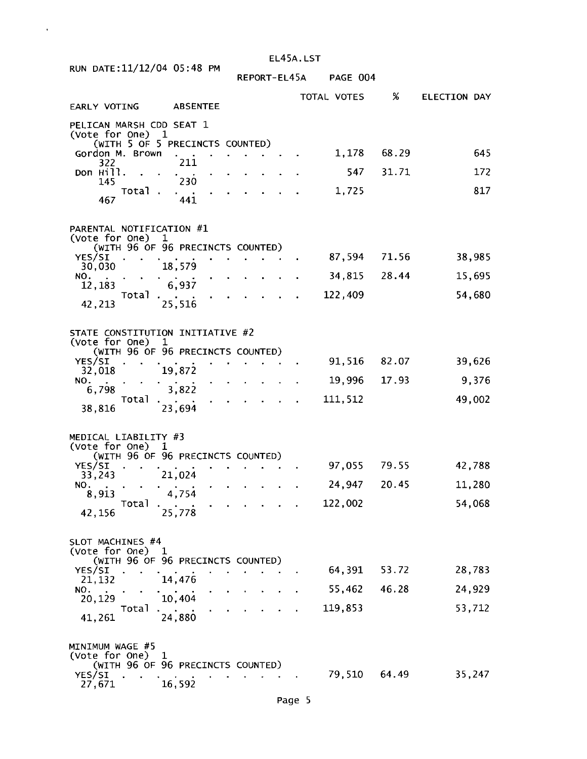EL45A.LST

RUN DATE:11/12/04 05:48 PM

REPORT-EL45A PAGE 004

| | TOTAL VOTES | % | ELECTION DAY | EARLY VOTING | ABSENTEE |
|---|---|---|---|---|---|
| **PELICAN MARSH CDD SEAT 1** (Vote for One) 1 (WITH 5 OF 5 PRECINCTS COUNTED) | | | | | |
| Gordon M. Brown | 1,178 | 68.29 | 645 | 322 | 211 |
| Don Hill | 547 | 31.71 | 172 | 145 | 230 |
| Total | 1,725 | | 817 | 467 | 441 |
| **PARENTAL NOTIFICATION #1** (Vote for One) 1 (WITH 96 OF 96 PRECINCTS COUNTED) | | | | | |
| YES/SI | 87,594 | 71.56 | 38,985 | 30,030 | 18,579 |
| NO. | 34,815 | 28.44 | 15,695 | 12,183 | 6,937 |
| Total | 122,409 | | 54,680 | 42,213 | 25,516 |
| **STATE CONSTITUTION INITIATIVE #2** (Vote for One) 1 (WITH 96 OF 96 PRECINCTS COUNTED) | | | | | |
| YES/SI | 91,516 | 82.07 | 39,626 | 32,018 | 19,872 |
| NO. | 19,996 | 17.93 | 9,376 | 6,798 | 3,822 |
| Total | 111,512 | | 49,002 | 38,816 | 23,694 |
| **MEDICAL LIABILITY #3** (Vote for One) 1 (WITH 96 OF 96 PRECINCTS COUNTED) | | | | | |
| YES/SI | 97,055 | 79.55 | 42,788 | 33,243 | 21,024 |
| NO. | 24,947 | 20.45 | 11,280 | 8,913 | 4,754 |
| Total | 122,002 | | 54,068 | 42,156 | 25,778 |
| **SLOT MACHINES #4** (Vote for One) 1 (WITH 96 OF 96 PRECINCTS COUNTED) | | | | | |
| YES/SI | 64,391 | 53.72 | 28,783 | 21,132 | 14,476 |
| NO. | 55,462 | 46.28 | 24,929 | 20,129 | 10,404 |
| Total | 119,853 | | 53,712 | 41,261 | 24,880 |
| **MINIMUM WAGE #5** (Vote for One) 1 (WITH 96 OF 96 PRECINCTS COUNTED) | | | | | |
| YES/SI | 79,510 | 64.49 | 35,247 | 27,671 | 16,592 |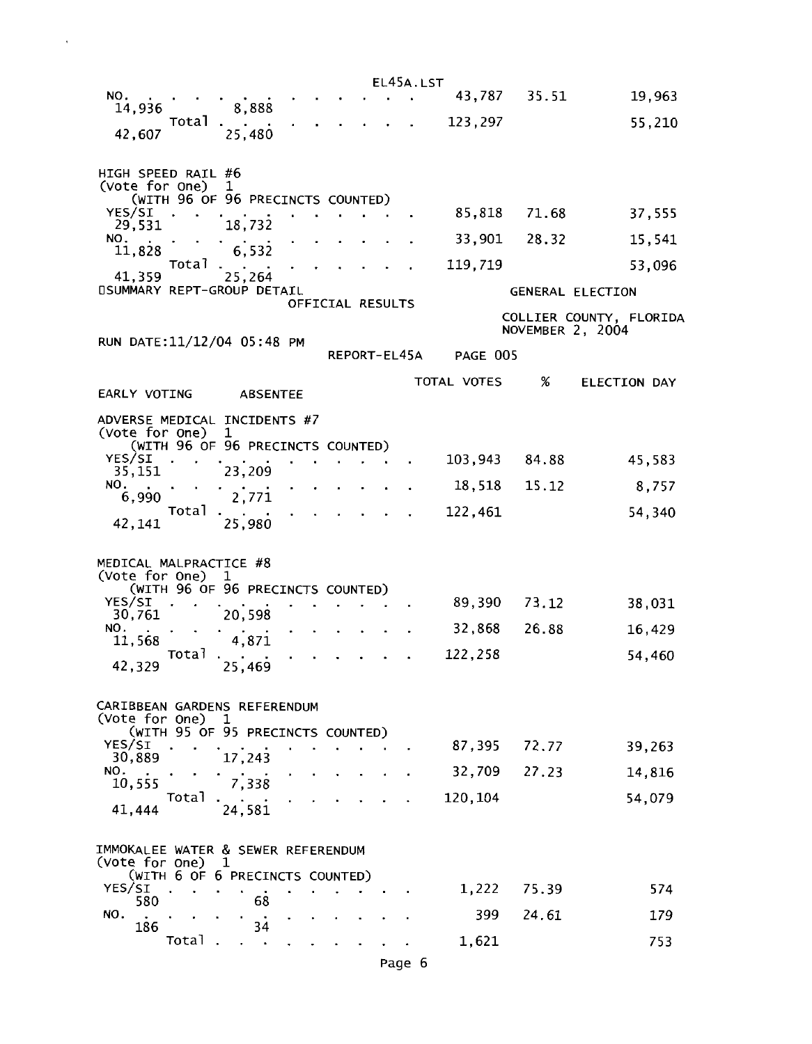| | TOTAL VOTES | % | ELECTION DAY | EARLY VOTING | ABSENTEE |
|---|---|---|---|---|---|
| NO. | 43,787 | 35.51 | 19,963 | 14,936 | 8,888 |
| Total | 123,297 | | 55,210 | 42,607 | 25,480 |

HIGH SPEED RAIL #6
(Vote for One) 1
(WITH 96 OF 96 PRECINCTS COUNTED)

| | TOTAL VOTES | % | ELECTION DAY | EARLY VOTING | ABSENTEE |
|---|---|---|---|---|---|
| YES/SI | 85,818 | 71.68 | 37,555 | 29,531 | 18,732 |
| NO. | 33,901 | 28.32 | 15,541 | 11,828 | 6,532 |
| Total | 119,719 | | 53,096 | 41,359 | 25,264 |

SUMMARY REPT-GROUP DETAIL — GENERAL ELECTION
OFFICIAL RESULTS
COLLIER COUNTY, FLORIDA
NOVEMBER 2, 2004
RUN DATE:11/12/04 05:48 PM
REPORT-EL45A PAGE 005

ADVERSE MEDICAL INCIDENTS #7
(Vote for One) 1
(WITH 96 OF 96 PRECINCTS COUNTED)

| | TOTAL VOTES | % | ELECTION DAY | EARLY VOTING | ABSENTEE |
|---|---|---|---|---|---|
| YES/SI | 103,943 | 84.88 | 45,583 | 35,151 | 23,209 |
| NO. | 18,518 | 15.12 | 8,757 | 6,990 | 2,771 |
| Total | 122,461 | | 54,340 | 42,141 | 25,980 |

MEDICAL MALPRACTICE #8
(Vote for One) 1
(WITH 96 OF 96 PRECINCTS COUNTED)

| | TOTAL VOTES | % | ELECTION DAY | EARLY VOTING | ABSENTEE |
|---|---|---|---|---|---|
| YES/SI | 89,390 | 73.12 | 38,031 | 30,761 | 20,598 |
| NO. | 32,868 | 26.88 | 16,429 | 11,568 | 4,871 |
| Total | 122,258 | | 54,460 | 42,329 | 25,469 |

CARIBBEAN GARDENS REFERENDUM
(Vote for One) 1
(WITH 95 OF 95 PRECINCTS COUNTED)

| | TOTAL VOTES | % | ELECTION DAY | EARLY VOTING | ABSENTEE |
|---|---|---|---|---|---|
| YES/SI | 87,395 | 72.77 | 39,263 | 30,889 | 17,243 |
| NO. | 32,709 | 27.23 | 14,816 | 10,555 | 7,338 |
| Total | 120,104 | | 54,079 | 41,444 | 24,581 |

IMMOKALEE WATER & SEWER REFERENDUM
(Vote for One) 1
(WITH 6 OF 6 PRECINCTS COUNTED)

| | TOTAL VOTES | % | ELECTION DAY | EARLY VOTING | ABSENTEE |
|---|---|---|---|---|---|
| YES/SI | 1,222 | 75.39 | 574 | 580 | 68 |
| NO. | 399 | 24.61 | 179 | 186 | 34 |
| Total | 1,621 | | 753 | | |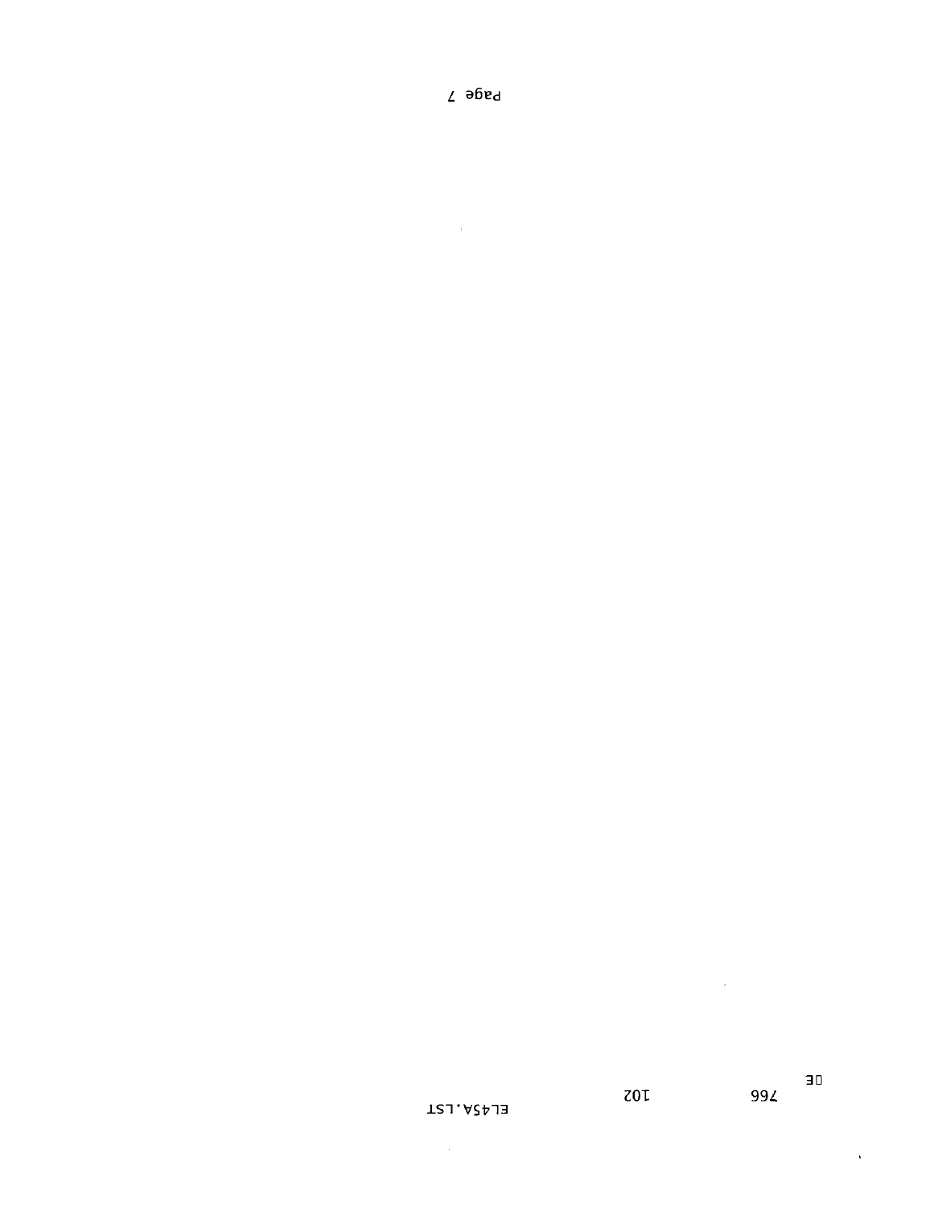DE 992 102